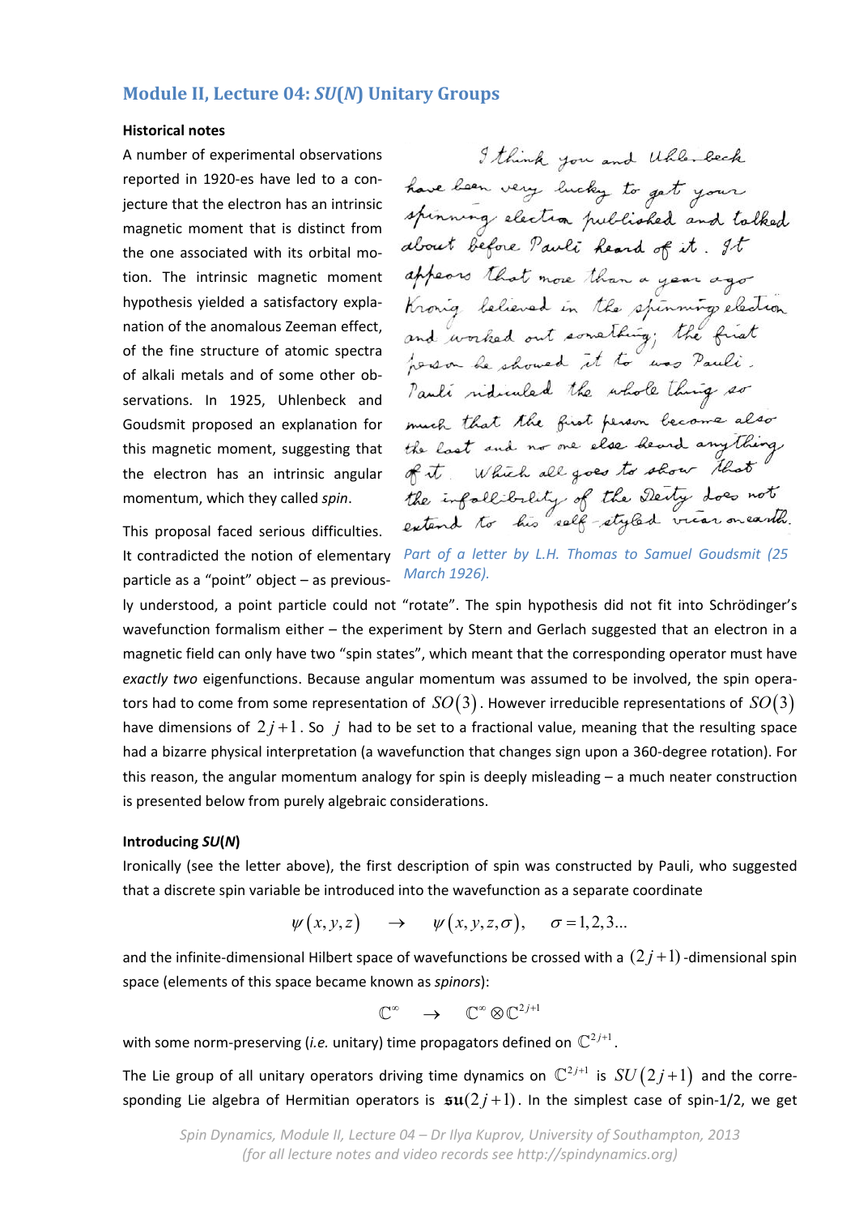## Module II, Lecture 04: *SU*(*N*) Unitary Groups

### Historical notes

A number of experimental observations reported in 1920-es have led to a conjecture that the electron has an intrinsic magnetic moment that is distinct from the one associated with its orbital motion. The intrinsic magnetic moment hypothesis yielded a satisfactory explanation of the anomalous Zeeman effect, of the fine structure of atomic spectra of alkali metals and of some other observations. In 1925, Uhlenbeck and Goudsmit proposed an explanation for this magnetic moment, suggesting that the electron has an intrinsic angular momentum, which they called *spin*.

I think you and Uhlenbeck have been very lucky to get your spinning electron published and talked about before Pauli heard of it. It appears that more than a year ago Kronig believed in the spinning electron and worked out something; the first person he showed it to was Pauli. Pauli ridiculed the whole thing so much that the first person became also the last and no one else heard anything of it. Which all goes to show that the infallibility of the Deity does not extend to his self-styled vicar on earth.

*Part of a letter by L.H. Thomas to Samuel Goudsmit (25 March 1926).*

This proposal faced serious difficulties. It contradicted the notion of elementary particle as a "point" object – as previously understood, a point particle could not "rotate". The spin hypothesis did not fit into Schrödinger's wavefunction formalism either – the experiment by Stern and Gerlach suggested that an electron in a magnetic field can only have two "spin states", which meant that the corresponding operator must have *exactly two* eigenfunctions. Because angular momentum was assumed to be involved, the spin operators had to come from some representation of $SO(3)$. However irreducible representations of $SO(3)$ have dimensions of $2j+1$. So $j$ had to be set to a fractional value, meaning that the resulting space had a bizarre physical interpretation (a wavefunction that changes sign upon a 360-degree rotation). For this reason, the angular momentum analogy for spin is deeply misleading – a much neater construction is presented below from purely algebraic considerations.

### Introducing *SU*(*N*)

Ironically (see the letter above), the first description of spin was constructed by Pauli, who suggested that a discrete spin variable be introduced into the wavefunction as a separate coordinate

$$\psi(x,y,z) \quad \rightarrow \quad \psi(x,y,z,\sigma), \qquad \sigma = 1,2,3...$$

and the infinite-dimensional Hilbert space of wavefunctions be crossed with a $(2j+1)$-dimensional spin space (elements of this space became known as *spinors*):

$$\mathbb{C}^{\infty} \quad \rightarrow \quad \mathbb{C}^{\infty} \otimes \mathbb{C}^{2j+1}$$

with some norm-preserving (*i.e.* unitary) time propagators defined on $\mathbb{C}^{2j+1}$.

The Lie group of all unitary operators driving time dynamics on $\mathbb{C}^{2j+1}$ is $SU(2j+1)$ and the corresponding Lie algebra of Hermitian operators is $\mathfrak{su}(2j+1)$. In the simplest case of spin-1/2, we get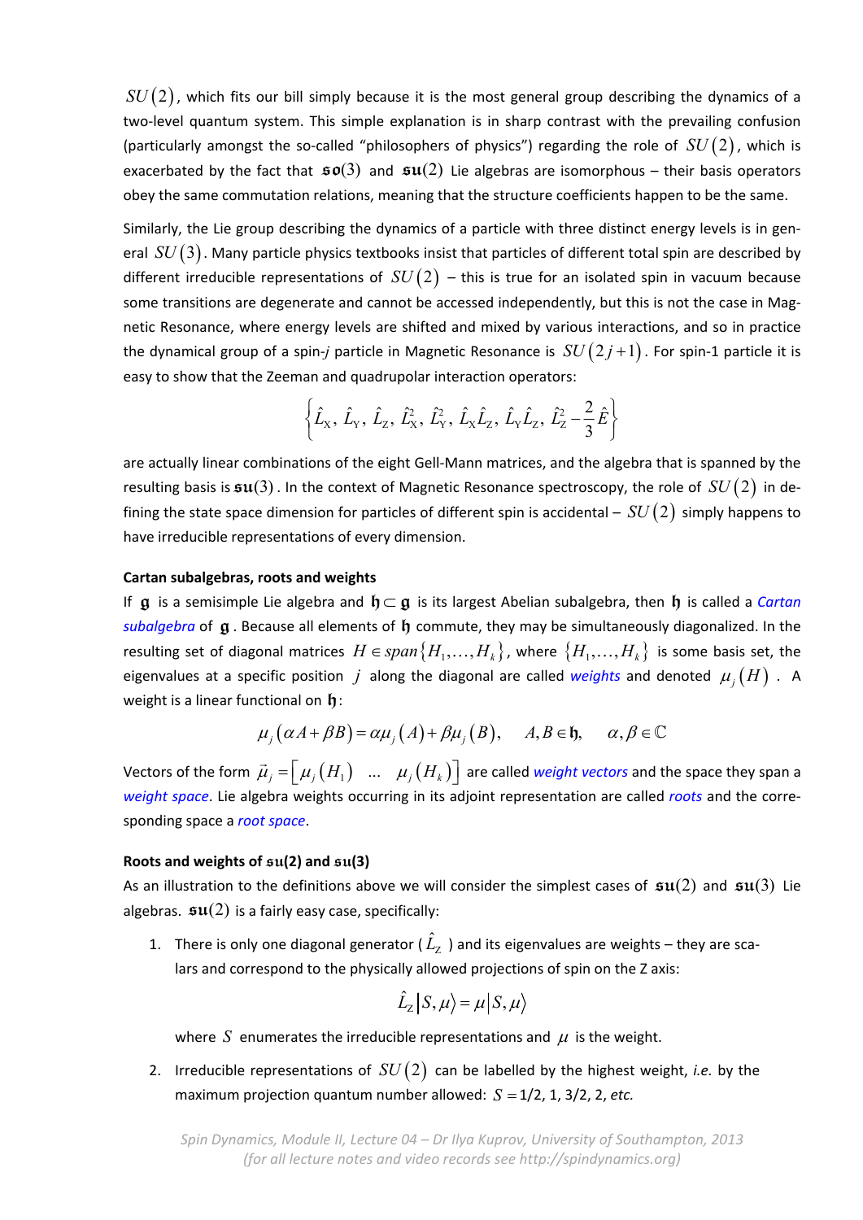$SU(2)$, which fits our bill simply because it is the most general group describing the dynamics of a two-level quantum system. This simple explanation is in sharp contrast with the prevailing confusion (particularly amongst the so-called "philosophers of physics") regarding the role of $SU(2)$, which is exacerbated by the fact that $\mathfrak{so}(3)$ and $\mathfrak{su}(2)$ Lie algebras are isomorphous – their basis operators obey the same commutation relations, meaning that the structure coefficients happen to be the same.

Similarly, the Lie group describing the dynamics of a particle with three distinct energy levels is in general $SU(3)$. Many particle physics textbooks insist that particles of different total spin are described by different irreducible representations of $SU(2)$ – this is true for an isolated spin in vacuum because some transitions are degenerate and cannot be accessed independently, but this is not the case in Magnetic Resonance, where energy levels are shifted and mixed by various interactions, and so in practice the dynamical group of a spin-*j* particle in Magnetic Resonance is $SU(2j+1)$. For spin-1 particle it is easy to show that the Zeeman and quadrupolar interaction operators:

$$\left\{\hat{L}_{\mathrm{X}},\, \hat{L}_{\mathrm{Y}},\, \hat{L}_{\mathrm{Z}},\, \hat{L}_{\mathrm{X}}^2,\, \hat{L}_{\mathrm{Y}}^2,\, \hat{L}_{\mathrm{X}}\hat{L}_{\mathrm{Z}},\, \hat{L}_{\mathrm{Y}}\hat{L}_{\mathrm{Z}},\, \hat{L}_{\mathrm{Z}}^2 - \frac{2}{3}\hat{E}\right\}$$

are actually linear combinations of the eight Gell-Mann matrices, and the algebra that is spanned by the resulting basis is $\mathfrak{su}(3)$. In the context of Magnetic Resonance spectroscopy, the role of $SU(2)$ in defining the state space dimension for particles of different spin is accidental – $SU(2)$ simply happens to have irreducible representations of every dimension.

**Cartan subalgebras, roots and weights**

If $\mathfrak{g}$ is a semisimple Lie algebra and $\mathfrak{h} \subset \mathfrak{g}$ is its largest Abelian subalgebra, then $\mathfrak{h}$ is called a *Cartan subalgebra* of $\mathfrak{g}$. Because all elements of $\mathfrak{h}$ commute, they may be simultaneously diagonalized. In the resulting set of diagonal matrices $H \in span\{H_1,\ldots,H_k\}$, where $\{H_1,\ldots,H_k\}$ is some basis set, the eigenvalues at a specific position $j$ along the diagonal are called *weights* and denoted $\mu_j(H)$. A weight is a linear functional on $\mathfrak{h}$:

$$\mu_j(\alpha A + \beta B) = \alpha\mu_j(A) + \beta\mu_j(B), \qquad A, B \in \mathfrak{h}, \qquad \alpha, \beta \in \mathbb{C}$$

Vectors of the form $\vec{\mu}_j = \left[\mu_j(H_1) \quad \ldots \quad \mu_j(H_k)\right]$ are called *weight vectors* and the space they span a *weight space*. Lie algebra weights occurring in its adjoint representation are called *roots* and the corresponding space a *root space*.

**Roots and weights of $\mathfrak{su}$(2) and $\mathfrak{su}$(3)**

As an illustration to the definitions above we will consider the simplest cases of $\mathfrak{su}(2)$ and $\mathfrak{su}(3)$ Lie algebras. $\mathfrak{su}(2)$ is a fairly easy case, specifically:

1. There is only one diagonal generator ( $\hat{L}_{\mathrm{Z}}$ ) and its eigenvalues are weights – they are scalars and correspond to the physically allowed projections of spin on the Z axis:

$$\hat{L}_{\mathrm{Z}}\left|S,\mu\right\rangle = \mu\left|S,\mu\right\rangle$$

   where $S$ enumerates the irreducible representations and $\mu$ is the weight.

2. Irreducible representations of $SU(2)$ can be labelled by the highest weight, *i.e.* by the maximum projection quantum number allowed: $S$ = 1/2, 1, 3/2, 2, *etc.*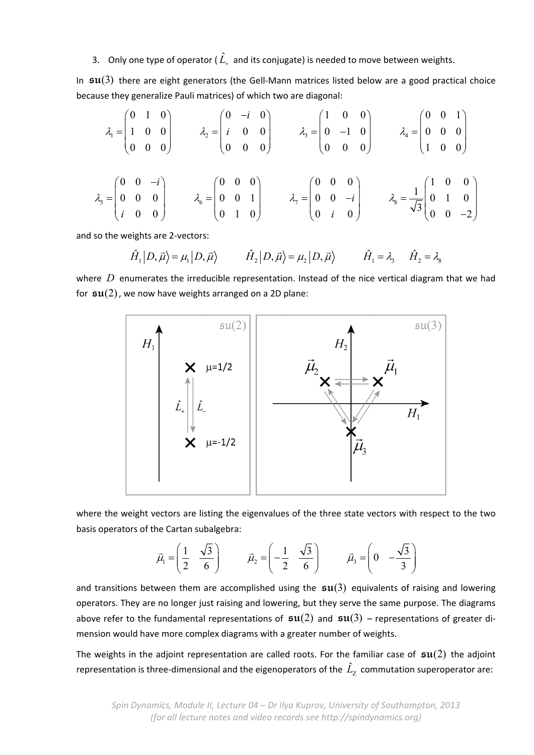3. Only one type of operator ($\hat{L}_+$ and its conjugate) is needed to move between weights.

In $\mathfrak{su}(3)$ there are eight generators (the Gell-Mann matrices listed below are a good practical choice because they generalize Pauli matrices) of which two are diagonal:

$$\lambda_1 = \begin{pmatrix} 0 & 1 & 0 \\ 1 & 0 & 0 \\ 0 & 0 & 0 \end{pmatrix} \qquad \lambda_2 = \begin{pmatrix} 0 & -i & 0 \\ i & 0 & 0 \\ 0 & 0 & 0 \end{pmatrix} \qquad \lambda_3 = \begin{pmatrix} 1 & 0 & 0 \\ 0 & -1 & 0 \\ 0 & 0 & 0 \end{pmatrix} \qquad \lambda_4 = \begin{pmatrix} 0 & 0 & 1 \\ 0 & 0 & 0 \\ 1 & 0 & 0 \end{pmatrix}$$

$$\lambda_5 = \begin{pmatrix} 0 & 0 & -i \\ 0 & 0 & 0 \\ i & 0 & 0 \end{pmatrix} \qquad \lambda_6 = \begin{pmatrix} 0 & 0 & 0 \\ 0 & 0 & 1 \\ 0 & 1 & 0 \end{pmatrix} \qquad \lambda_7 = \begin{pmatrix} 0 & 0 & 0 \\ 0 & 0 & -i \\ 0 & i & 0 \end{pmatrix} \qquad \lambda_8 = \frac{1}{\sqrt{3}}\begin{pmatrix} 1 & 0 & 0 \\ 0 & 1 & 0 \\ 0 & 0 & -2 \end{pmatrix}$$

and so the weights are 2-vectors:

$$\hat{H}_1 \left| D, \vec{\mu} \right\rangle = \mu_1 \left| D, \vec{\mu} \right\rangle \qquad \hat{H}_2 \left| D, \vec{\mu} \right\rangle = \mu_2 \left| D, \vec{\mu} \right\rangle \qquad \hat{H}_1 = \lambda_3 \quad \hat{H}_2 = \lambda_8$$

where $D$ enumerates the irreducible representation. Instead of the nice vertical diagram that we had for $\mathfrak{su}(2)$, we now have weights arranged on a 2D plane:

$\mathfrak{su}(2)$

$H_1$

μ=1/2

$\hat{L}_+$ $\hat{L}_-$

μ=-1/2

$\mathfrak{su}(3)$

$H_2$

$H_1$

$\vec{\mu}_1$ $\vec{\mu}_2$ $\vec{\mu}_3$

where the weight vectors are listing the eigenvalues of the three state vectors with respect to the two basis operators of the Cartan subalgebra:

$$\vec{\mu}_1 = \begin{pmatrix} \frac{1}{2} & \frac{\sqrt{3}}{6} \end{pmatrix} \qquad \vec{\mu}_2 = \begin{pmatrix} -\frac{1}{2} & \frac{\sqrt{3}}{6} \end{pmatrix} \qquad \vec{\mu}_3 = \begin{pmatrix} 0 & -\frac{\sqrt{3}}{3} \end{pmatrix}$$

and transitions between them are accomplished using the $\mathfrak{su}(3)$ equivalents of raising and lowering operators. They are no longer just raising and lowering, but they serve the same purpose. The diagrams above refer to the fundamental representations of $\mathfrak{su}(2)$ and $\mathfrak{su}(3)$ – representations of greater dimension would have more complex diagrams with a greater number of weights.

The weights in the adjoint representation are called roots. For the familiar case of $\mathfrak{su}(2)$ the adjoint representation is three-dimensional and the eigenoperators of the $\hat{L}_Z$ commutation superoperator are: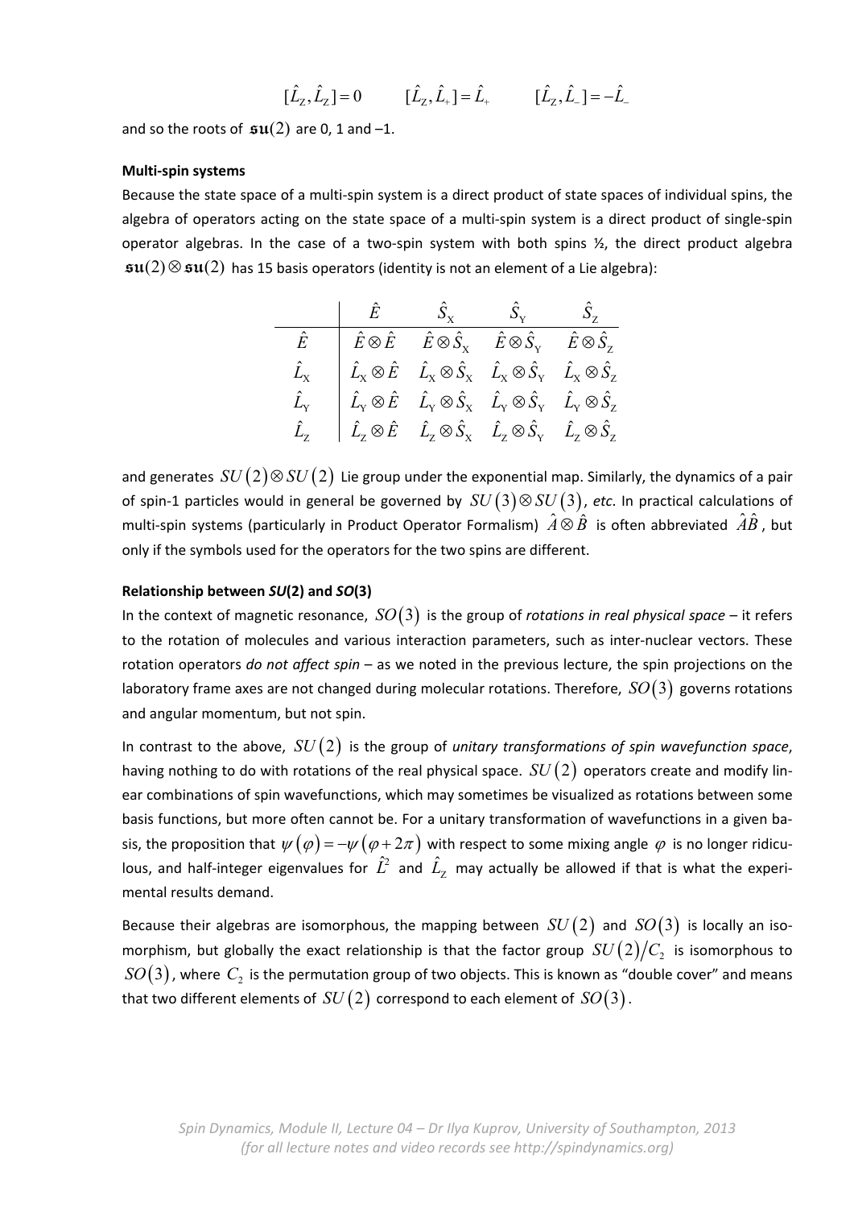$$[\hat{L}_Z, \hat{L}_Z] = 0 \qquad [\hat{L}_Z, \hat{L}_+] = \hat{L}_+ \qquad [\hat{L}_Z, \hat{L}_-] = -\hat{L}_-$$

and so the roots of $\mathfrak{su}(2)$ are 0, 1 and –1.

**Multi-spin systems**

Because the state space of a multi-spin system is a direct product of state spaces of individual spins, the algebra of operators acting on the state space of a multi-spin system is a direct product of single-spin operator algebras. In the case of a two-spin system with both spins ½, the direct product algebra $\mathfrak{su}(2) \otimes \mathfrak{su}(2)$ has 15 basis operators (identity is not an element of a Lie algebra):

| | $\hat{E}$ | $\hat{S}_X$ | $\hat{S}_Y$ | $\hat{S}_Z$ |
|---|---|---|---|---|
| $\hat{E}$ | $\hat{E} \otimes \hat{E}$ | $\hat{E} \otimes \hat{S}_X$ | $\hat{E} \otimes \hat{S}_Y$ | $\hat{E} \otimes \hat{S}_Z$ |
| $\hat{L}_X$ | $\hat{L}_X \otimes \hat{E}$ | $\hat{L}_X \otimes \hat{S}_X$ | $\hat{L}_X \otimes \hat{S}_Y$ | $\hat{L}_X \otimes \hat{S}_Z$ |
| $\hat{L}_Y$ | $\hat{L}_Y \otimes \hat{E}$ | $\hat{L}_Y \otimes \hat{S}_X$ | $\hat{L}_Y \otimes \hat{S}_Y$ | $\hat{L}_Y \otimes \hat{S}_Z$ |
| $\hat{L}_Z$ | $\hat{L}_Z \otimes \hat{E}$ | $\hat{L}_Z \otimes \hat{S}_X$ | $\hat{L}_Z \otimes \hat{S}_Y$ | $\hat{L}_Z \otimes \hat{S}_Z$ |

and generates $SU(2) \otimes SU(2)$ Lie group under the exponential map. Similarly, the dynamics of a pair of spin-1 particles would in general be governed by $SU(3) \otimes SU(3)$, *etc*. In practical calculations of multi-spin systems (particularly in Product Operator Formalism) $\hat{A} \otimes \hat{B}$ is often abbreviated $\hat{A}\hat{B}$, but only if the symbols used for the operators for the two spins are different.

**Relationship between *SU*(2) and *SO*(3)**

In the context of magnetic resonance, $SO(3)$ is the group of *rotations in real physical space* – it refers to the rotation of molecules and various interaction parameters, such as inter-nuclear vectors. These rotation operators *do not affect spin* – as we noted in the previous lecture, the spin projections on the laboratory frame axes are not changed during molecular rotations. Therefore, $SO(3)$ governs rotations and angular momentum, but not spin.

In contrast to the above, $SU(2)$ is the group of *unitary transformations of spin wavefunction space*, having nothing to do with rotations of the real physical space. $SU(2)$ operators create and modify linear combinations of spin wavefunctions, which may sometimes be visualized as rotations between some basis functions, but more often cannot be. For a unitary transformation of wavefunctions in a given basis, the proposition that $\psi(\varphi) = -\psi(\varphi + 2\pi)$ with respect to some mixing angle $\varphi$ is no longer ridiculous, and half-integer eigenvalues for $\hat{L}^2$ and $\hat{L}_Z$ may actually be allowed if that is what the experimental results demand.

Because their algebras are isomorphous, the mapping between $SU(2)$ and $SO(3)$ is locally an isomorphism, but globally the exact relationship is that the factor group $SU(2)/C_2$ is isomorphous to $SO(3)$, where $C_2$ is the permutation group of two objects. This is known as "double cover" and means that two different elements of $SU(2)$ correspond to each element of $SO(3)$.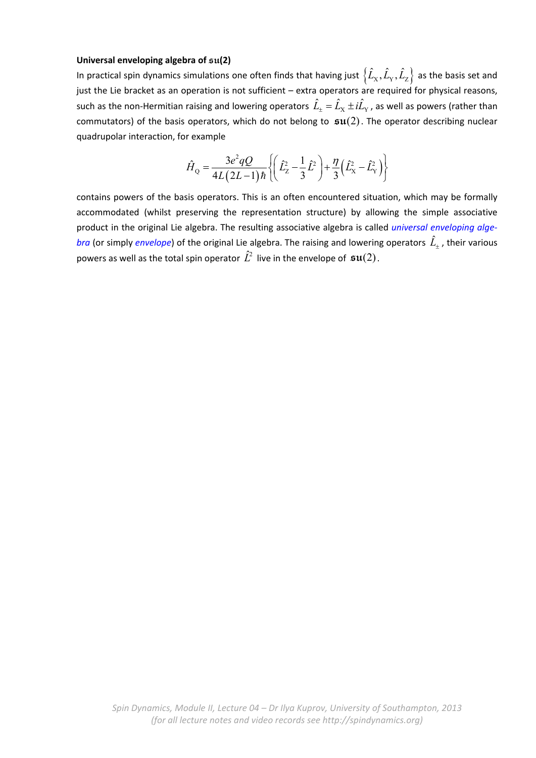**Universal enveloping algebra of $\mathfrak{su}(2)$**

In practical spin dynamics simulations one often finds that having just $\left\{\hat{L}_{\mathrm{X}}, \hat{L}_{\mathrm{Y}}, \hat{L}_{\mathrm{Z}}\right\}$ as the basis set and just the Lie bracket as an operation is not sufficient – extra operators are required for physical reasons, such as the non-Hermitian raising and lowering operators $\hat{L}_{\pm} = \hat{L}_{\mathrm{X}} \pm i\hat{L}_{\mathrm{Y}}$, as well as powers (rather than commutators) of the basis operators, which do not belong to $\mathfrak{su}(2)$. The operator describing nuclear quadrupolar interaction, for example

$$\hat{H}_{\mathrm{Q}} = \frac{3e^2 qQ}{4L(2L-1)\hbar}\left\{\left(\hat{L}_{\mathrm{Z}}^2 - \frac{1}{3}\hat{L}^2\right) + \frac{\eta}{3}\left(\hat{L}_{\mathrm{X}}^2 - \hat{L}_{\mathrm{Y}}^2\right)\right\}$$

contains powers of the basis operators. This is an often encountered situation, which may be formally accommodated (whilst preserving the representation structure) by allowing the simple associative product in the original Lie algebra. The resulting associative algebra is called *universal enveloping algebra* (or simply *envelope*) of the original Lie algebra. The raising and lowering operators $\hat{L}_{\pm}$, their various powers as well as the total spin operator $\hat{L}^2$ live in the envelope of $\mathfrak{su}(2)$.